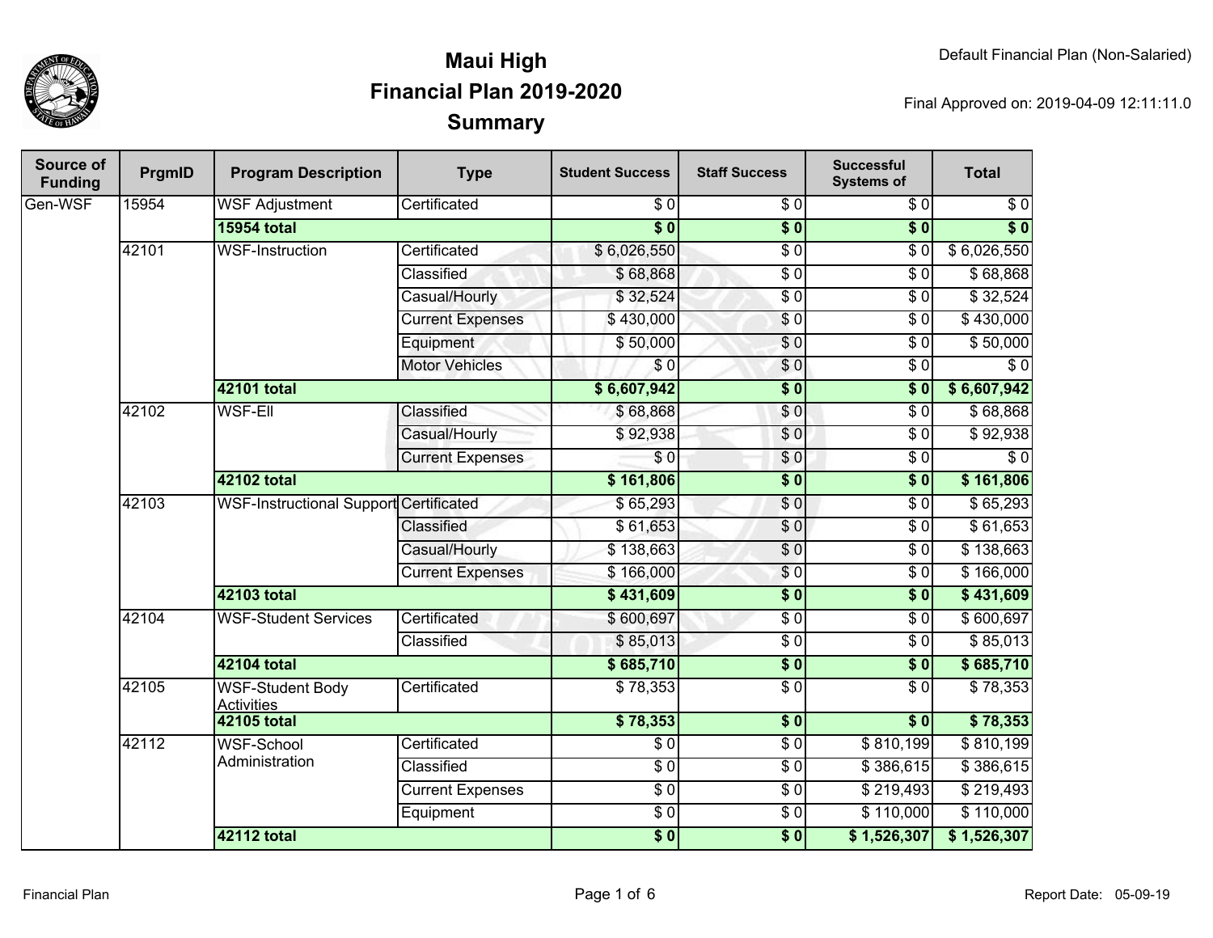# Maui High
## Financial Plan 2019-2020
### Summary

Default Financial Plan (Non-Salaried)

Final Approved on: 2019-04-09 12:11:11.0

| Source of Funding | PrgmID | Program Description | Type | Student Success | Staff Success | Successful Systems of | Total |
|---|---|---|---|---|---|---|---|
| Gen-WSF | 15954 | WSF Adjustment | Certificated | $ 0 | $ 0 | $ 0 | $ 0 |
| | | **15954 total** | | **$ 0** | **$ 0** | **$ 0** | **$ 0** |
| | 42101 | WSF-Instruction | Certificated | $ 6,026,550 | $ 0 | $ 0 | $ 6,026,550 |
| | | | Classified | $ 68,868 | $ 0 | $ 0 | $ 68,868 |
| | | | Casual/Hourly | $ 32,524 | $ 0 | $ 0 | $ 32,524 |
| | | | Current Expenses | $ 430,000 | $ 0 | $ 0 | $ 430,000 |
| | | | Equipment | $ 50,000 | $ 0 | $ 0 | $ 50,000 |
| | | | Motor Vehicles | $ 0 | $ 0 | $ 0 | $ 0 |
| | | **42101 total** | | **$ 6,607,942** | **$ 0** | **$ 0** | **$ 6,607,942** |
| | 42102 | WSF-Ell | Classified | $ 68,868 | $ 0 | $ 0 | $ 68,868 |
| | | | Casual/Hourly | $ 92,938 | $ 0 | $ 0 | $ 92,938 |
| | | | Current Expenses | $ 0 | $ 0 | $ 0 | $ 0 |
| | | **42102 total** | | **$ 161,806** | **$ 0** | **$ 0** | **$ 161,806** |
| | 42103 | WSF-Instructional Support | Certificated | $ 65,293 | $ 0 | $ 0 | $ 65,293 |
| | | | Classified | $ 61,653 | $ 0 | $ 0 | $ 61,653 |
| | | | Casual/Hourly | $ 138,663 | $ 0 | $ 0 | $ 138,663 |
| | | | Current Expenses | $ 166,000 | $ 0 | $ 0 | $ 166,000 |
| | | **42103 total** | | **$ 431,609** | **$ 0** | **$ 0** | **$ 431,609** |
| | 42104 | WSF-Student Services | Certificated | $ 600,697 | $ 0 | $ 0 | $ 600,697 |
| | | | Classified | $ 85,013 | $ 0 | $ 0 | $ 85,013 |
| | | **42104 total** | | **$ 685,710** | **$ 0** | **$ 0** | **$ 685,710** |
| | 42105 | WSF-Student Body Activities | Certificated | $ 78,353 | $ 0 | $ 0 | $ 78,353 |
| | | **42105 total** | | **$ 78,353** | **$ 0** | **$ 0** | **$ 78,353** |
| | 42112 | WSF-School Administration | Certificated | $ 0 | $ 0 | $ 810,199 | $ 810,199 |
| | | | Classified | $ 0 | $ 0 | $ 386,615 | $ 386,615 |
| | | | Current Expenses | $ 0 | $ 0 | $ 219,493 | $ 219,493 |
| | | | Equipment | $ 0 | $ 0 | $ 110,000 | $ 110,000 |
| | | **42112 total** | | **$ 0** | **$ 0** | **$ 1,526,307** | **$ 1,526,307** |

Financial Plan

Report Date: 05-09-19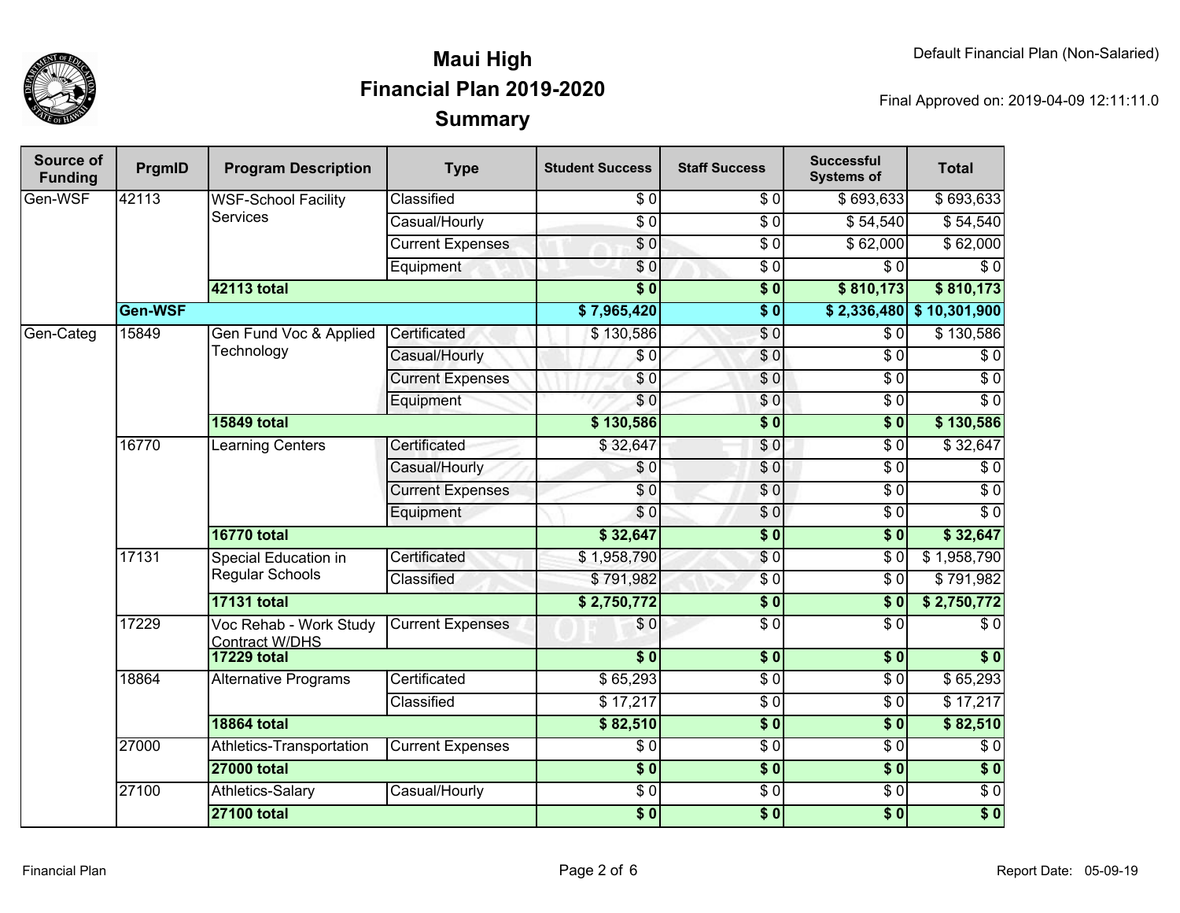# Maui High
# Financial Plan 2019-2020
# Summary

Default Financial Plan (Non-Salaried)

Final Approved on: 2019-04-09 12:11:11.0

| Source of Funding | PrgmID | Program Description | Type | Student Success | Staff Success | Successful Systems of | Total |
|---|---|---|---|---|---|---|---|
| Gen-WSF | 42113 | WSF-School Facility Services | Classified | $ 0 | $ 0 | $ 693,633 | $ 693,633 |
| | | | Casual/Hourly | $ 0 | $ 0 | $ 54,540 | $ 54,540 |
| | | | Current Expenses | $ 0 | $ 0 | $ 62,000 | $ 62,000 |
| | | | Equipment | $ 0 | $ 0 | $ 0 | $ 0 |
| | | **42113 total** | | **$ 0** | **$ 0** | **$ 810,173** | **$ 810,173** |
| | **Gen-WSF** | | | **$ 7,965,420** | **$ 0** | **$ 2,336,480** | **$ 10,301,900** |
| Gen-Categ | 15849 | Gen Fund Voc & Applied Technology | Certificated | $ 130,586 | $ 0 | $ 0 | $ 130,586 |
| | | | Casual/Hourly | $ 0 | $ 0 | $ 0 | $ 0 |
| | | | Current Expenses | $ 0 | $ 0 | $ 0 | $ 0 |
| | | | Equipment | $ 0 | $ 0 | $ 0 | $ 0 |
| | | **15849 total** | | **$ 130,586** | **$ 0** | **$ 0** | **$ 130,586** |
| | 16770 | Learning Centers | Certificated | $ 32,647 | $ 0 | $ 0 | $ 32,647 |
| | | | Casual/Hourly | $ 0 | $ 0 | $ 0 | $ 0 |
| | | | Current Expenses | $ 0 | $ 0 | $ 0 | $ 0 |
| | | | Equipment | $ 0 | $ 0 | $ 0 | $ 0 |
| | | **16770 total** | | **$ 32,647** | **$ 0** | **$ 0** | **$ 32,647** |
| | 17131 | Special Education in Regular Schools | Certificated | $ 1,958,790 | $ 0 | $ 0 | $ 1,958,790 |
| | | | Classified | $ 791,982 | $ 0 | $ 0 | $ 791,982 |
| | | **17131 total** | | **$ 2,750,772** | **$ 0** | **$ 0** | **$ 2,750,772** |
| | 17229 | Voc Rehab - Work Study Contract W/DHS | Current Expenses | $ 0 | $ 0 | $ 0 | $ 0 |
| | | **17229 total** | | **$ 0** | **$ 0** | **$ 0** | **$ 0** |
| | 18864 | Alternative Programs | Certificated | $ 65,293 | $ 0 | $ 0 | $ 65,293 |
| | | | Classified | $ 17,217 | $ 0 | $ 0 | $ 17,217 |
| | | **18864 total** | | **$ 82,510** | **$ 0** | **$ 0** | **$ 82,510** |
| | 27000 | Athletics-Transportation | Current Expenses | $ 0 | $ 0 | $ 0 | $ 0 |
| | | **27000 total** | | **$ 0** | **$ 0** | **$ 0** | **$ 0** |
| | 27100 | Athletics-Salary | Casual/Hourly | $ 0 | $ 0 | $ 0 | $ 0 |
| | | **27100 total** | | **$ 0** | **$ 0** | **$ 0** | **$ 0** |

Financial Plan

Report Date: 05-09-19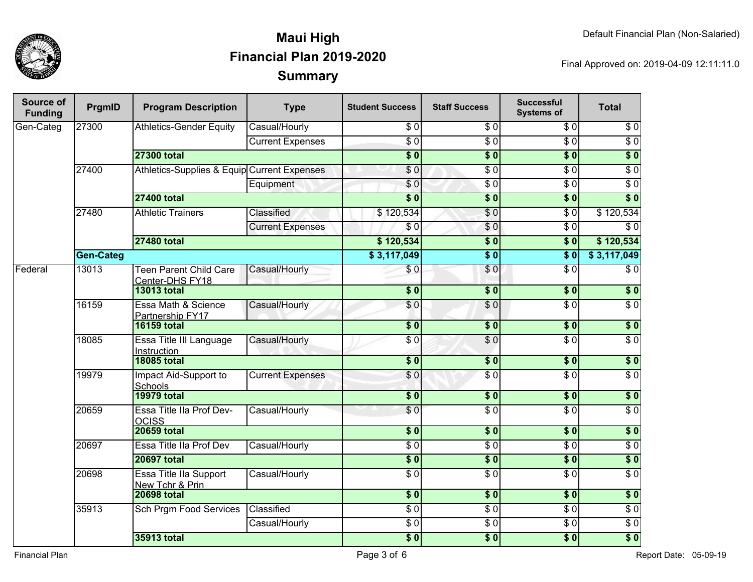# Maui High
## Financial Plan 2019-2020
## Summary

Default Financial Plan (Non-Salaried)

Final Approved on: 2019-04-09 12:11:11.0

| Source of Funding | PrgmID | Program Description | Type | Student Success | Staff Success | Successful Systems of | Total |
|---|---|---|---|---|---|---|---|
| Gen-Categ | 27300 | Athletics-Gender Equity | Casual/Hourly | $ 0 | $ 0 | $ 0 | $ 0 |
| | | | Current Expenses | $ 0 | $ 0 | $ 0 | $ 0 |
| | | **27300 total** | | **$ 0** | **$ 0** | **$ 0** | **$ 0** |
| | 27400 | Athletics-Supplies & Equip | Current Expenses | $ 0 | $ 0 | $ 0 | $ 0 |
| | | | Equipment | $ 0 | $ 0 | $ 0 | $ 0 |
| | | **27400 total** | | **$ 0** | **$ 0** | **$ 0** | **$ 0** |
| | 27480 | Athletic Trainers | Classified | $ 120,534 | $ 0 | $ 0 | $ 120,534 |
| | | | Current Expenses | $ 0 | $ 0 | $ 0 | $ 0 |
| | | **27480 total** | | **$ 120,534** | **$ 0** | **$ 0** | **$ 120,534** |
| | **Gen-Categ** | | | **$ 3,117,049** | **$ 0** | **$ 0** | **$ 3,117,049** |
| Federal | 13013 | Teen Parent Child Care Center-DHS FY18 | Casual/Hourly | $ 0 | $ 0 | $ 0 | $ 0 |
| | | **13013 total** | | **$ 0** | **$ 0** | **$ 0** | **$ 0** |
| | 16159 | Essa Math & Science Partnership FY17 | Casual/Hourly | $ 0 | $ 0 | $ 0 | $ 0 |
| | | **16159 total** | | **$ 0** | **$ 0** | **$ 0** | **$ 0** |
| | 18085 | Essa Title III Language Instruction | Casual/Hourly | $ 0 | $ 0 | $ 0 | $ 0 |
| | | **18085 total** | | **$ 0** | **$ 0** | **$ 0** | **$ 0** |
| | 19979 | Impact Aid-Support to Schools | Current Expenses | $ 0 | $ 0 | $ 0 | $ 0 |
| | | **19979 total** | | **$ 0** | **$ 0** | **$ 0** | **$ 0** |
| | 20659 | Essa Title IIa Prof Dev-OCISS | Casual/Hourly | $ 0 | $ 0 | $ 0 | $ 0 |
| | | **20659 total** | | **$ 0** | **$ 0** | **$ 0** | **$ 0** |
| | 20697 | Essa Title IIa Prof Dev | Casual/Hourly | $ 0 | $ 0 | $ 0 | $ 0 |
| | | **20697 total** | | **$ 0** | **$ 0** | **$ 0** | **$ 0** |
| | 20698 | Essa Title IIa Support New Tchr & Prin | Casual/Hourly | $ 0 | $ 0 | $ 0 | $ 0 |
| | | **20698 total** | | **$ 0** | **$ 0** | **$ 0** | **$ 0** |
| | 35913 | Sch Prgm Food Services | Classified | $ 0 | $ 0 | $ 0 | $ 0 |
| | | | Casual/Hourly | $ 0 | $ 0 | $ 0 | $ 0 |
| | | **35913 total** | | **$ 0** | **$ 0** | **$ 0** | **$ 0** |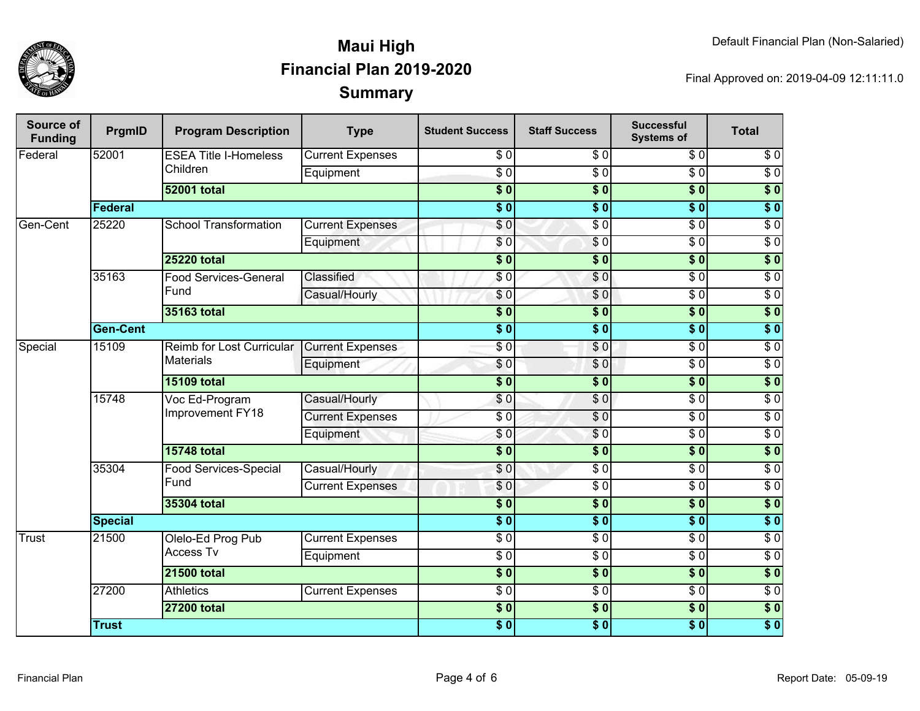# Maui High
## Financial Plan 2019-2020
## Summary

Default Financial Plan (Non-Salaried)

Final Approved on: 2019-04-09 12:11:11.0

| Source of Funding | PrgmID | Program Description | Type | Student Success | Staff Success | Successful Systems of | Total |
|---|---|---|---|---|---|---|---|
| Federal | 52001 | ESEA Title I-Homeless Children | Current Expenses | $ 0 | $ 0 | $ 0 | $ 0 |
| | | | Equipment | $ 0 | $ 0 | $ 0 | $ 0 |
| | | **52001 total** | | **$ 0** | **$ 0** | **$ 0** | **$ 0** |
| | **Federal** | | | **$ 0** | **$ 0** | **$ 0** | **$ 0** |
| Gen-Cent | 25220 | School Transformation | Current Expenses | $ 0 | $ 0 | $ 0 | $ 0 |
| | | | Equipment | $ 0 | $ 0 | $ 0 | $ 0 |
| | | **25220 total** | | **$ 0** | **$ 0** | **$ 0** | **$ 0** |
| | 35163 | Food Services-General Fund | Classified | $ 0 | $ 0 | $ 0 | $ 0 |
| | | | Casual/Hourly | $ 0 | $ 0 | $ 0 | $ 0 |
| | | **35163 total** | | **$ 0** | **$ 0** | **$ 0** | **$ 0** |
| | **Gen-Cent** | | | **$ 0** | **$ 0** | **$ 0** | **$ 0** |
| Special | 15109 | Reimb for Lost Curricular Materials | Current Expenses | $ 0 | $ 0 | $ 0 | $ 0 |
| | | | Equipment | $ 0 | $ 0 | $ 0 | $ 0 |
| | | **15109 total** | | **$ 0** | **$ 0** | **$ 0** | **$ 0** |
| | 15748 | Voc Ed-Program Improvement FY18 | Casual/Hourly | $ 0 | $ 0 | $ 0 | $ 0 |
| | | | Current Expenses | $ 0 | $ 0 | $ 0 | $ 0 |
| | | | Equipment | $ 0 | $ 0 | $ 0 | $ 0 |
| | | **15748 total** | | **$ 0** | **$ 0** | **$ 0** | **$ 0** |
| | 35304 | Food Services-Special Fund | Casual/Hourly | $ 0 | $ 0 | $ 0 | $ 0 |
| | | | Current Expenses | $ 0 | $ 0 | $ 0 | $ 0 |
| | | **35304 total** | | **$ 0** | **$ 0** | **$ 0** | **$ 0** |
| | **Special** | | | **$ 0** | **$ 0** | **$ 0** | **$ 0** |
| Trust | 21500 | Olelo-Ed Prog Pub Access Tv | Current Expenses | $ 0 | $ 0 | $ 0 | $ 0 |
| | | | Equipment | $ 0 | $ 0 | $ 0 | $ 0 |
| | | **21500 total** | | **$ 0** | **$ 0** | **$ 0** | **$ 0** |
| | 27200 | Athletics | Current Expenses | $ 0 | $ 0 | $ 0 | $ 0 |
| | | **27200 total** | | **$ 0** | **$ 0** | **$ 0** | **$ 0** |
| | **Trust** | | | **$ 0** | **$ 0** | **$ 0** | **$ 0** |

Report Date: 05-09-19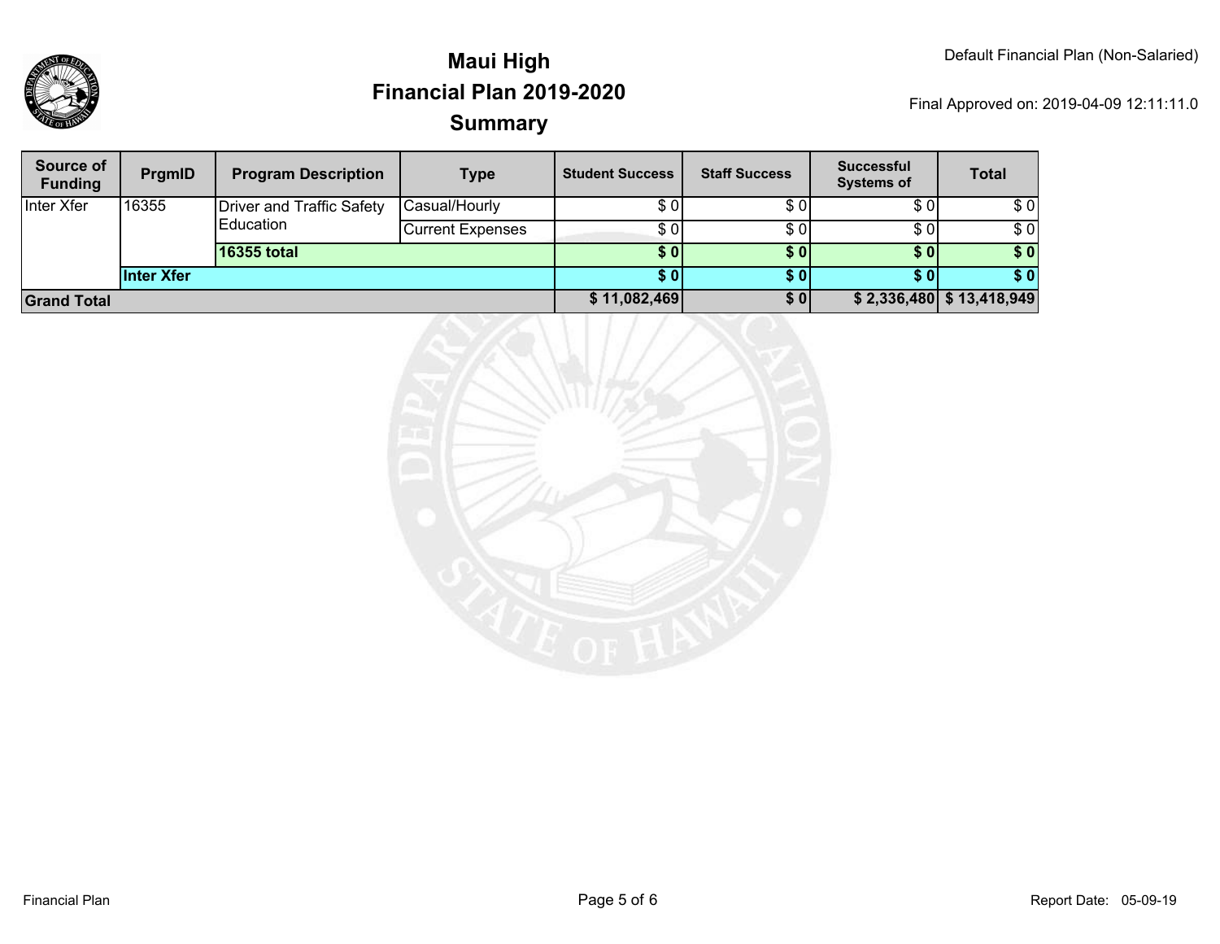# Maui High
## Financial Plan 2019-2020
## Summary

Default Financial Plan (Non-Salaried)

Final Approved on: 2019-04-09 12:11:11.0

| Source of Funding | PrgmID | Program Description | Type | Student Success | Staff Success | Successful Systems of | Total |
|---|---|---|---|---|---|---|---|
| Inter Xfer | 16355 | Driver and Traffic Safety Education | Casual/Hourly | $ 0 | $ 0 | $ 0 | $ 0 |
| | | | Current Expenses | $ 0 | $ 0 | $ 0 | $ 0 |
| | | **16355 total** | | **$ 0** | **$ 0** | **$ 0** | **$ 0** |
| | **Inter Xfer** | | | **$ 0** | **$ 0** | **$ 0** | **$ 0** |
| **Grand Total** | | | | **$ 11,082,469** | **$ 0** | **$ 2,336,480** | **$ 13,418,949** |

Financial Plan

Report Date: 05-09-19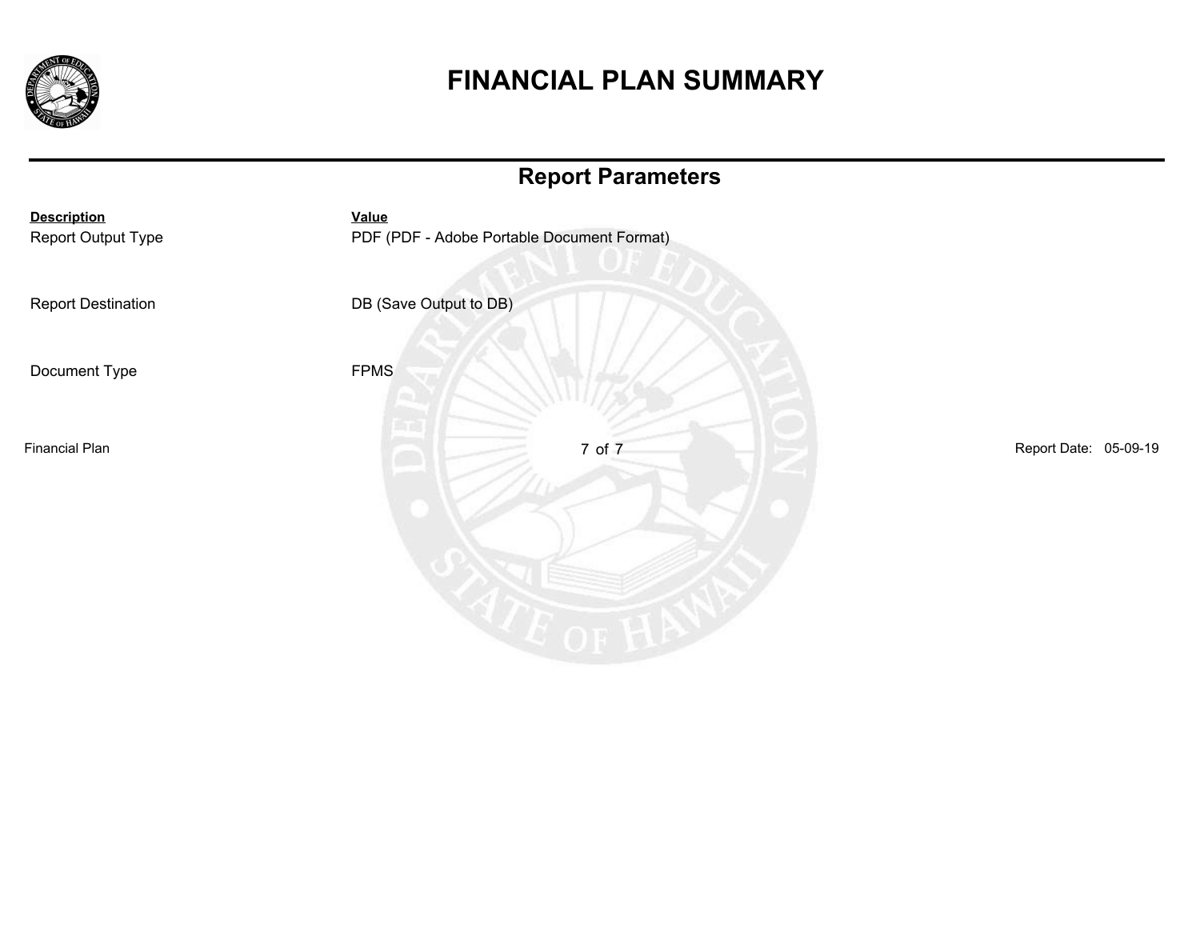# FINANCIAL PLAN SUMMARY

## Report Parameters

| Description | Value |
| --- | --- |
| Report Output Type | PDF (PDF - Adobe Portable Document Format) |
| Report Destination | DB (Save Output to DB) |
| Document Type | FPMS |